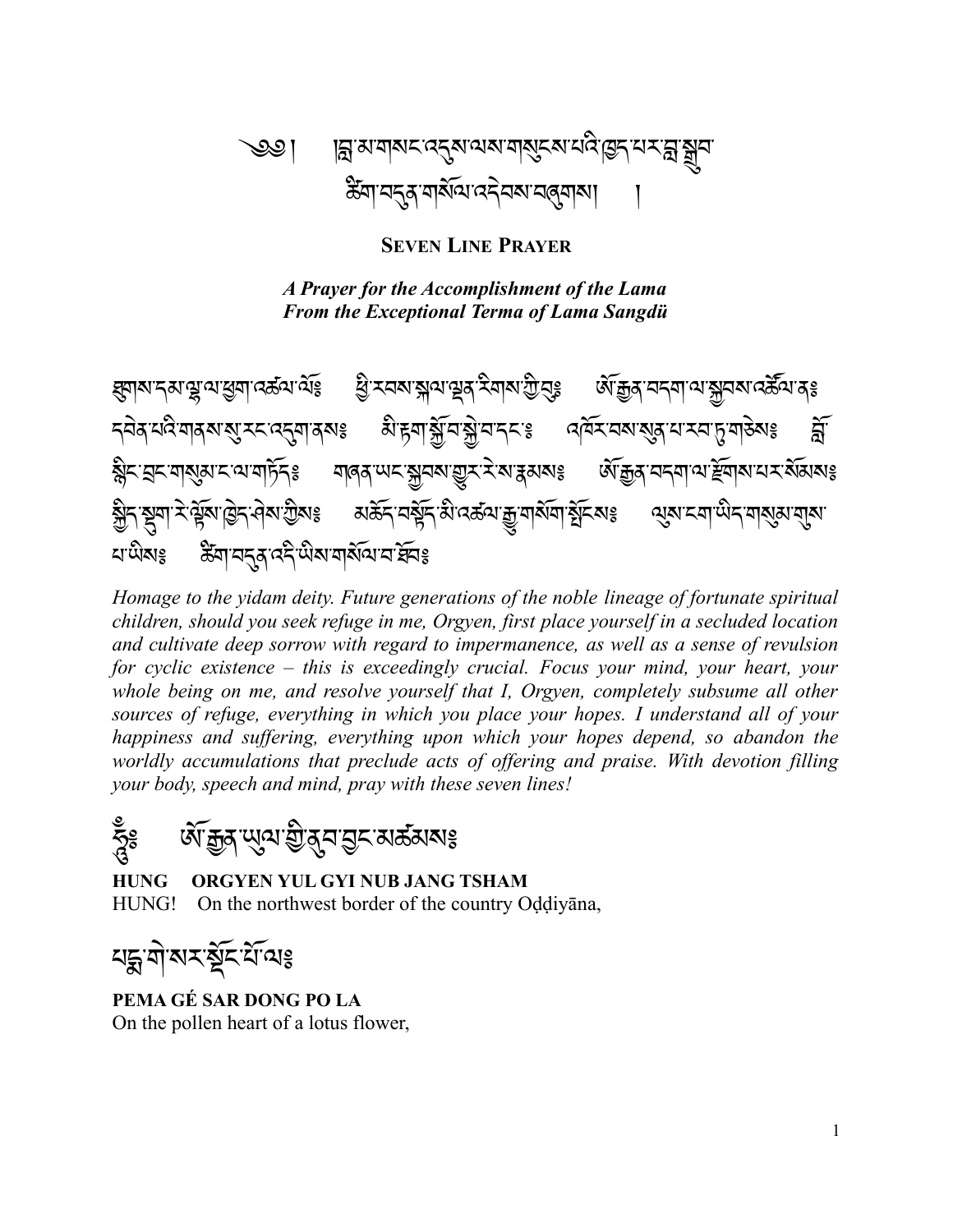༄༅། །བླ་མ་གསང་འདུས་ལས་གསུངས་པའི་ཁྱད་པར་བླ་སྒྲུབ་ཚིག་བདུན་གསོལ་འདེབས་བཞུགས། །

**SEVEN LINE PRAYER**

***A Prayer for the Accomplishment of the Lama***
***From the Exceptional Terma of Lama Sangdü***

ཐུགས་དམ་ལྷ་ལ་ཕྱག་འཚལ་ལོ༔ ཕྱི་རབས་སྐལ་ལྡན་རིགས་ཀྱི་བུ༔ ཨོ་རྒྱན་བདག་ལ་སྐྱབས་འཚོལ་ན༔ དབེན་པའི་གནས་སུ་རང་འདུག་ནས༔ མི་རྟག་སྐྱོ་བ་སྐྱེ་བ་དང་༔ འཁོར་བས་སུན་པ་རབ་ཏུ་གཅེས༔ བློ་སྙིང་བྲང་གསུམ་ང་ལ་གཏོད༔ གཞན་ཡང་སྐྱབས་བྱུར་རེ་ས་རྣམས༔ ཨོ་རྒྱན་བདག་ལ་རྫོགས་པར་སེམས༔ སྐྱིད་སྡུག་རེ་ལྟོས་ཁྱེད་ཤེས་ཀྱིས༔ མཆོད་བསྟོད་མི་འཚལ་རྒྱུ་གསོག་སྤོངས༔ ལུས་ངག་ཡིད་གསུམ་གུས་པ་ཡིས༔ ཚིག་བདུན་འདི་ཡིས་གསོལ་བ་ཐོབ༔

*Homage to the yidam deity. Future generations of the noble lineage of fortunate spiritual children, should you seek refuge in me, Orgyen, first place yourself in a secluded location and cultivate deep sorrow with regard to impermanence, as well as a sense of revulsion for cyclic existence – this is exceedingly crucial. Focus your mind, your heart, your whole being on me, and resolve yourself that I, Orgyen, completely subsume all other sources of refuge, everything in which you place your hopes. I understand all of your happiness and suffering, everything upon which your hopes depend, so abandon the worldly accumulations that preclude acts of offering and praise. With devotion filling your body, speech and mind, pray with these seven lines!*

ཧཱུྃ༔ ཨོ་རྒྱན་ཡུལ་གྱི་ནུབ་བྱང་མཚམས༔

**HUNG ORGYEN YUL GYI NUB JANG TSHAM**
HUNG! On the northwest border of the country Oḍḍiyāna,

པདྨ་གེ་སར་སྡོང་པོ་ལ༔

**PEMA GÉ SAR DONG PO LA**
On the pollen heart of a lotus flower,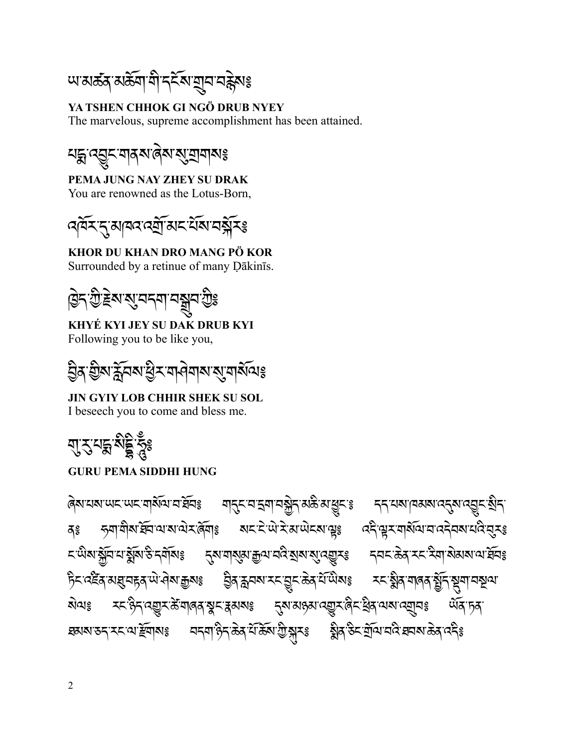ཡ་མཚན་མཆོག་གི་དངོས་གྲུབ་བརྙེས༔

**YA TSHEN CHHOK GI NGÖ DRUB NYEY**
The marvelous, supreme accomplishment has been attained.

པདྨ་འབྱུང་གནས་ཞེས་སུ་གྲགས༔

**PEMA JUNG NAY ZHEY SU DRAK**
You are renowned as the Lotus-Born,

འཁོར་དུ་མཁའ་འགྲོ་མང་པོས་བསྐོར༔

**KHOR DU KHAN DRO MANG PÖ KOR**
Surrounded by a retinue of many Ḍākinīs.

ཁྱེད་ཀྱི་རྗེས་སུ་བདག་བསྒྲུབ་ཀྱིས༔

**KHYÉ KYI JEY SU DAK DRUB KYI**
Following you to be like you,

བྱིན་གྱིས་རློབས་ཕྱིར་གཤེགས་སུ་གསོལ༔

**JIN GYIY LOB CHHIR SHEK SU SOL**
I beseech you to come and bless me.

གུ་རུ་པདྨ་སིདྡྷི་ཧཱུྃ༔

**GURU PEMA SIDDHI HUNG**

ཞེས་པས་ཡང་ཡང་གསོལ་བ་ཐོབ༔ གདུང་བ་དྲག་བསྐྱེད་མཆི་མ་ཕྱུང་༔ དད་པས་ཁམས་འདུས་འབྱུང་སྲིད་ནུ༔ ཏག་གིས་ཐོབ་ལ་ས་ལེར་ཆོག༔ སང་དེ་ཡེ་རེ་མ་ཡེངས་ལྷ༔ འདི་ལྟར་གསོལ་བ་འདེབས་པའི་བུར༔ ང་ཡིས་སྐྱབ་པ་སྨོས་ཅི་དགོས༔ དུས་གསུམ་རྒྱལ་བའི་སྲས་སུ་འགྱུར༔ དབང་ཆེན་རང་རིག་སེམས་ལ་ཐོབ༔ ཏིང་འཛིན་མཐུ་བརྟན་ཡེ་ཤེས་རྒྱས༔ བྱིན་རླབས་རང་བྱུང་ཆེན་པོ་ཡིས༔ རང་སྣང་གཞན་སྣོད་སྡུག་བསྔལ་སེལ༔ རང་ཉིད་འགྱུར་ཚེ་གཞན་སྣང་རྣམས༔ དུས་མཉམ་འགྱུར་ཞིང་ཕྲིན་ལས་འགྲུབ༔ ཡོན་ཏན་ཐམས་ཅད་རང་ལ་རྫོགས༔ བདག་ཉིད་ཆེན་པོ་ཆོས་ཀྱི་སྐུར༔ སྨིན་ཅིང་གྲོལ་བའི་ཐབས་ཆེན་འདི༔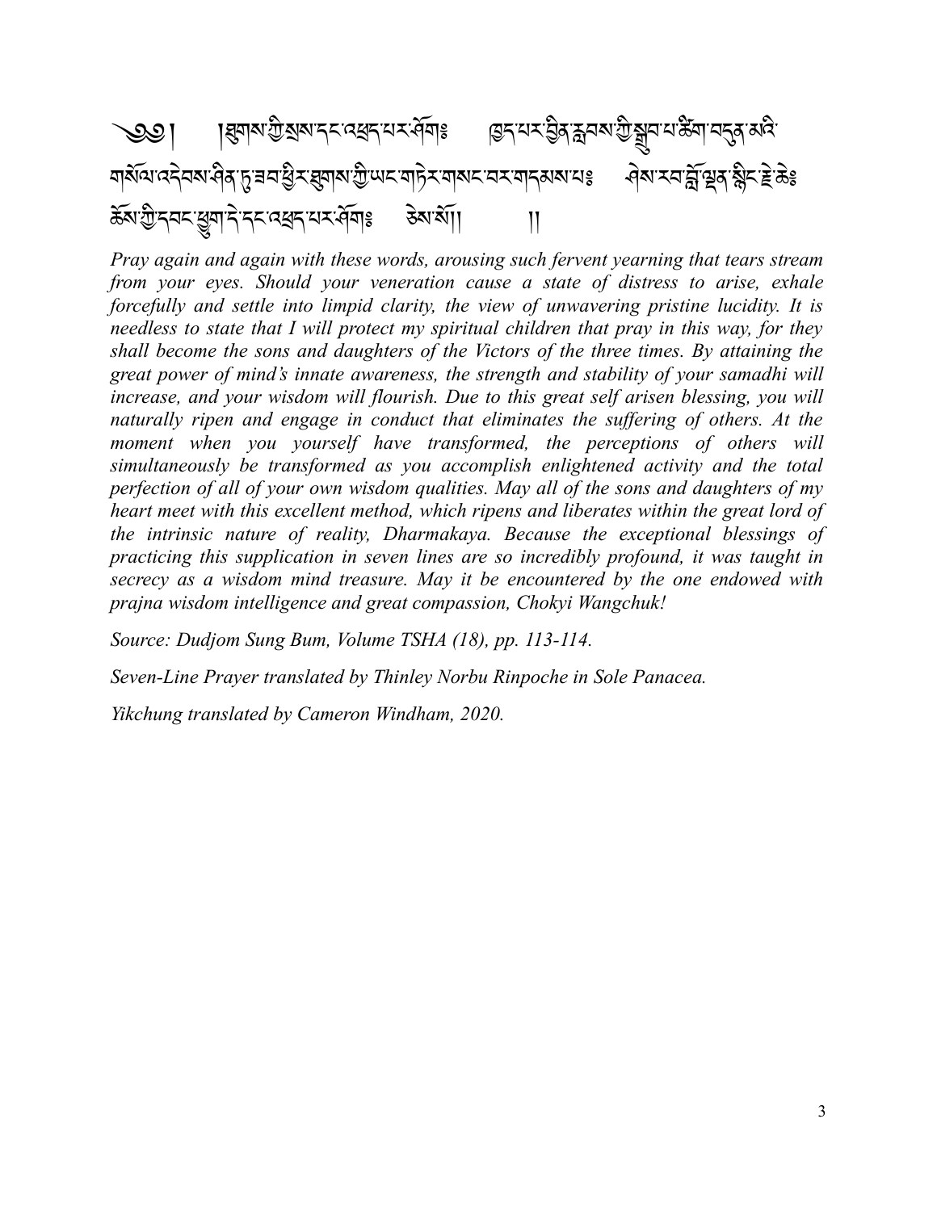༄༅། །ཐུགས་ཀྱི་སྲས་དང་འཕྲད་པར་ཤོག༔ ཁྱད་པར་བྱིན་རླབས་ཀྱི་སྒྲུབ་པ་ཚིག་བདུན་མའི་གསོལ་འདེབས་ཤིན་ཏུ་ཟབ་ཕྱིར་ཐུགས་ཀྱི་ཡང་གཏེར་གསང་བར་གདམས་པ༔ ཤེས་རབ་བློ་ལྡན་སྙིང་རྗེ་ཆེ༔ ཆོས་ཀྱི་དབང་ཕྱུག་དེ་དང་འཕྲད་པར་ཤོག༔ ཅེས་སོ།། །།

*Pray again and again with these words, arousing such fervent yearning that tears stream from your eyes. Should your veneration cause a state of distress to arise, exhale forcefully and settle into limpid clarity, the view of unwavering pristine lucidity. It is needless to state that I will protect my spiritual children that pray in this way, for they shall become the sons and daughters of the Victors of the three times. By attaining the great power of mind's innate awareness, the strength and stability of your samadhi will increase, and your wisdom will flourish. Due to this great self arisen blessing, you will naturally ripen and engage in conduct that eliminates the suffering of others. At the moment when you yourself have transformed, the perceptions of others will simultaneously be transformed as you accomplish enlightened activity and the total perfection of all of your own wisdom qualities. May all of the sons and daughters of my heart meet with this excellent method, which ripens and liberates within the great lord of the intrinsic nature of reality, Dharmakaya. Because the exceptional blessings of practicing this supplication in seven lines are so incredibly profound, it was taught in secrecy as a wisdom mind treasure. May it be encountered by the one endowed with prajna wisdom intelligence and great compassion, Chokyi Wangchuk!*

*Source: Dudjom Sung Bum, Volume TSHA (18), pp. 113-114.*

*Seven-Line Prayer translated by Thinley Norbu Rinpoche in Sole Panacea.*

*Yikchung translated by Cameron Windham, 2020.*